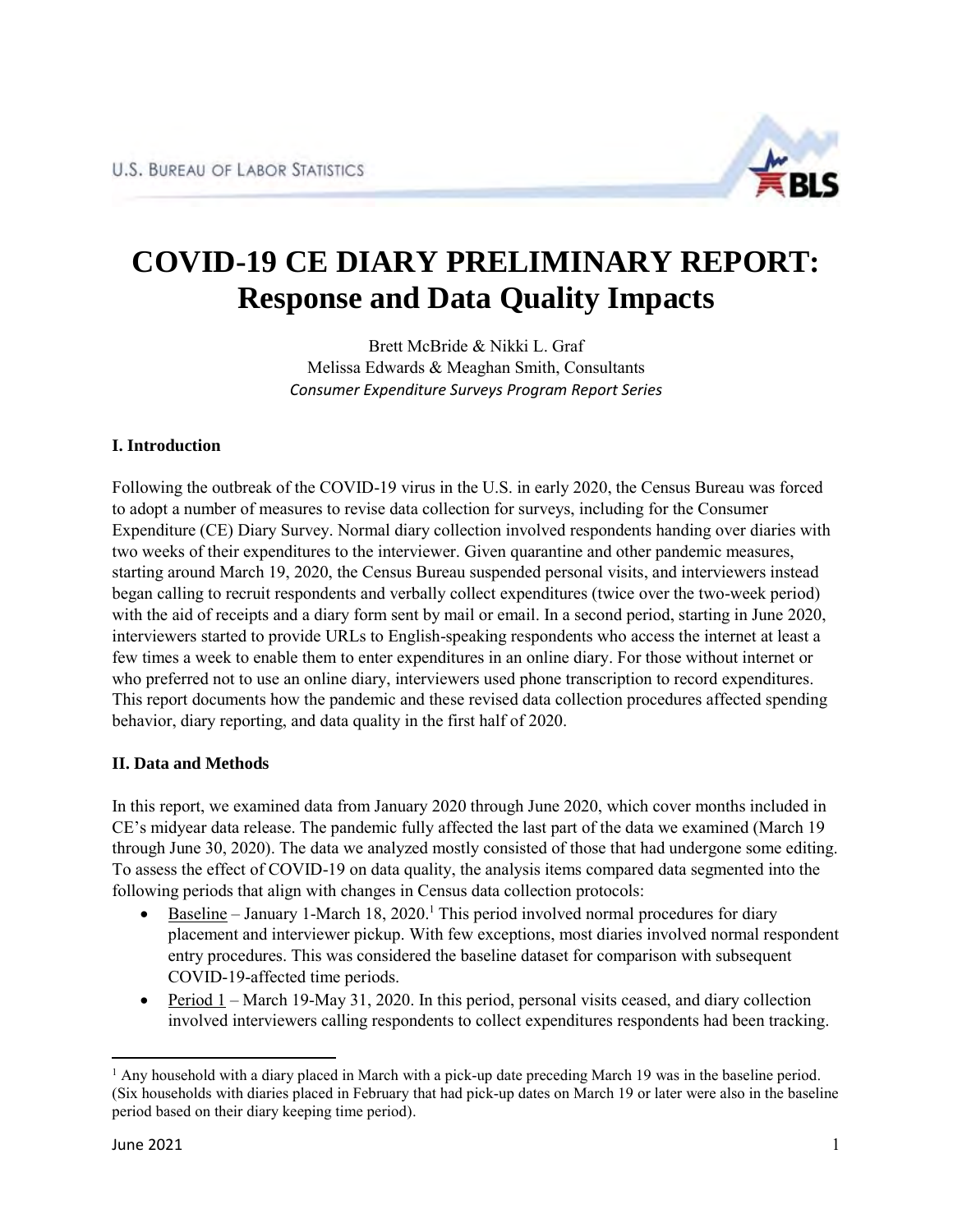# COVID-19 CE DIARY PRELIMINARY REPORT: Response and Data Quality Impacts

Brett McBride & Nikki L. Graf
Melissa Edwards & Meaghan Smith, Consultants
*Consumer Expenditure Surveys Program Report Series*

## I. Introduction

Following the outbreak of the COVID-19 virus in the U.S. in early 2020, the Census Bureau was forced to adopt a number of measures to revise data collection for surveys, including for the Consumer Expenditure (CE) Diary Survey. Normal diary collection involved respondents handing over diaries with two weeks of their expenditures to the interviewer. Given quarantine and other pandemic measures, starting around March 19, 2020, the Census Bureau suspended personal visits, and interviewers instead began calling to recruit respondents and verbally collect expenditures (twice over the two-week period) with the aid of receipts and a diary form sent by mail or email. In a second period, starting in June 2020, interviewers started to provide URLs to English-speaking respondents who access the internet at least a few times a week to enable them to enter expenditures in an online diary. For those without internet or who preferred not to use an online diary, interviewers used phone transcription to record expenditures. This report documents how the pandemic and these revised data collection procedures affected spending behavior, diary reporting, and data quality in the first half of 2020.

## II. Data and Methods

In this report, we examined data from January 2020 through June 2020, which cover months included in CE's midyear data release. The pandemic fully affected the last part of the data we examined (March 19 through June 30, 2020). The data we analyzed mostly consisted of those that had undergone some editing. To assess the effect of COVID-19 on data quality, the analysis items compared data segmented into the following periods that align with changes in Census data collection protocols:

- Baseline – January 1-March 18, 2020.[1] This period involved normal procedures for diary placement and interviewer pickup. With few exceptions, most diaries involved normal respondent entry procedures. This was considered the baseline dataset for comparison with subsequent COVID-19-affected time periods.
- Period 1 – March 19-May 31, 2020. In this period, personal visits ceased, and diary collection involved interviewers calling respondents to collect expenditures respondents had been tracking.

[1] Any household with a diary placed in March with a pick-up date preceding March 19 was in the baseline period. (Six households with diaries placed in February that had pick-up dates on March 19 or later were also in the baseline period based on their diary keeping time period).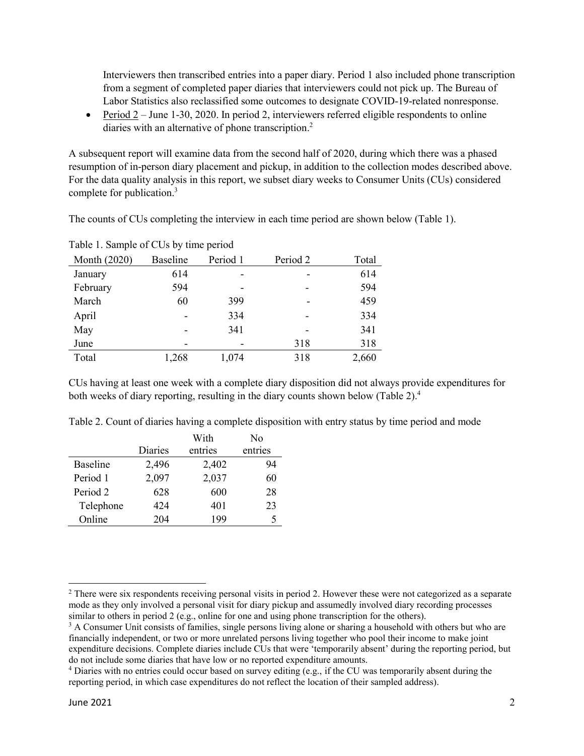Interviewers then transcribed entries into a paper diary. Period 1 also included phone transcription from a segment of completed paper diaries that interviewers could not pick up. The Bureau of Labor Statistics also reclassified some outcomes to designate COVID-19-related nonresponse.

- Period 2 – June 1-30, 2020. In period 2, interviewers referred eligible respondents to online diaries with an alternative of phone transcription.[2]

A subsequent report will examine data from the second half of 2020, during which there was a phased resumption of in-person diary placement and pickup, in addition to the collection modes described above. For the data quality analysis in this report, we subset diary weeks to Consumer Units (CUs) considered complete for publication.[3]

The counts of CUs completing the interview in each time period are shown below (Table 1).

Table 1. Sample of CUs by time period

| Month (2020) | Baseline | Period 1 | Period 2 | Total |
|---|---|---|---|---|
| January | 614 | - | - | 614 |
| February | 594 | - | - | 594 |
| March | 60 | 399 | - | 459 |
| April | - | 334 | - | 334 |
| May | - | 341 | - | 341 |
| June | - | - | 318 | 318 |
| Total | 1,268 | 1,074 | 318 | 2,660 |

CUs having at least one week with a complete diary disposition did not always provide expenditures for both weeks of diary reporting, resulting in the diary counts shown below (Table 2).[4]

Table 2. Count of diaries having a complete disposition with entry status by time period and mode

| | Diaries | With entries | No entries |
|---|---|---|---|
| Baseline | 2,496 | 2,402 | 94 |
| Period 1 | 2,097 | 2,037 | 60 |
| Period 2 | 628 | 600 | 28 |
| Telephone | 424 | 401 | 23 |
| Online | 204 | 199 | 5 |

[2] There were six respondents receiving personal visits in period 2. However these were not categorized as a separate mode as they only involved a personal visit for diary pickup and assumedly involved diary recording processes similar to others in period 2 (e.g., online for one and using phone transcription for the others).

[3] A Consumer Unit consists of families, single persons living alone or sharing a household with others but who are financially independent, or two or more unrelated persons living together who pool their income to make joint expenditure decisions. Complete diaries include CUs that were 'temporarily absent' during the reporting period, but do not include some diaries that have low or no reported expenditure amounts.

[4] Diaries with no entries could occur based on survey editing (e.g., if the CU was temporarily absent during the reporting period, in which case expenditures do not reflect the location of their sampled address).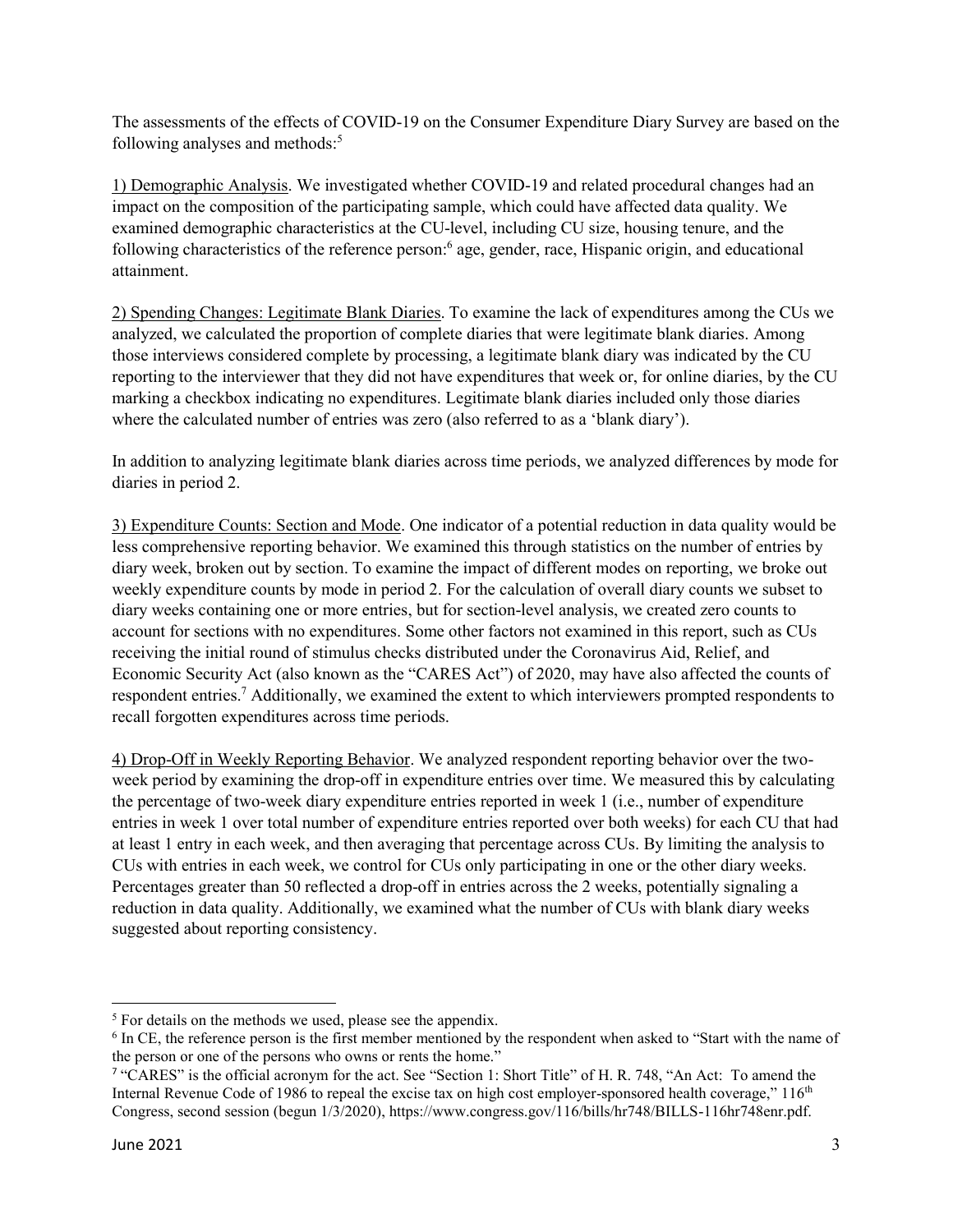The assessments of the effects of COVID-19 on the Consumer Expenditure Diary Survey are based on the following analyses and methods:[5]

1) Demographic Analysis. We investigated whether COVID-19 and related procedural changes had an impact on the composition of the participating sample, which could have affected data quality. We examined demographic characteristics at the CU-level, including CU size, housing tenure, and the following characteristics of the reference person:[6] age, gender, race, Hispanic origin, and educational attainment.

2) Spending Changes: Legitimate Blank Diaries. To examine the lack of expenditures among the CUs we analyzed, we calculated the proportion of complete diaries that were legitimate blank diaries. Among those interviews considered complete by processing, a legitimate blank diary was indicated by the CU reporting to the interviewer that they did not have expenditures that week or, for online diaries, by the CU marking a checkbox indicating no expenditures. Legitimate blank diaries included only those diaries where the calculated number of entries was zero (also referred to as a 'blank diary').

In addition to analyzing legitimate blank diaries across time periods, we analyzed differences by mode for diaries in period 2.

3) Expenditure Counts: Section and Mode. One indicator of a potential reduction in data quality would be less comprehensive reporting behavior. We examined this through statistics on the number of entries by diary week, broken out by section. To examine the impact of different modes on reporting, we broke out weekly expenditure counts by mode in period 2. For the calculation of overall diary counts we subset to diary weeks containing one or more entries, but for section-level analysis, we created zero counts to account for sections with no expenditures. Some other factors not examined in this report, such as CUs receiving the initial round of stimulus checks distributed under the Coronavirus Aid, Relief, and Economic Security Act (also known as the "CARES Act") of 2020, may have also affected the counts of respondent entries.[7] Additionally, we examined the extent to which interviewers prompted respondents to recall forgotten expenditures across time periods.

4) Drop-Off in Weekly Reporting Behavior. We analyzed respondent reporting behavior over the two-week period by examining the drop-off in expenditure entries over time. We measured this by calculating the percentage of two-week diary expenditure entries reported in week 1 (i.e., number of expenditure entries in week 1 over total number of expenditure entries reported over both weeks) for each CU that had at least 1 entry in each week, and then averaging that percentage across CUs. By limiting the analysis to CUs with entries in each week, we control for CUs only participating in one or the other diary weeks. Percentages greater than 50 reflected a drop-off in entries across the 2 weeks, potentially signaling a reduction in data quality. Additionally, we examined what the number of CUs with blank diary weeks suggested about reporting consistency.

---

[5] For details on the methods we used, please see the appendix.

[6] In CE, the reference person is the first member mentioned by the respondent when asked to "Start with the name of the person or one of the persons who owns or rents the home."

[7] "CARES" is the official acronym for the act. See "Section 1: Short Title" of H. R. 748, "An Act: To amend the Internal Revenue Code of 1986 to repeal the excise tax on high cost employer-sponsored health coverage," 116th Congress, second session (begun 1/3/2020), https://www.congress.gov/116/bills/hr748/BILLS-116hr748enr.pdf.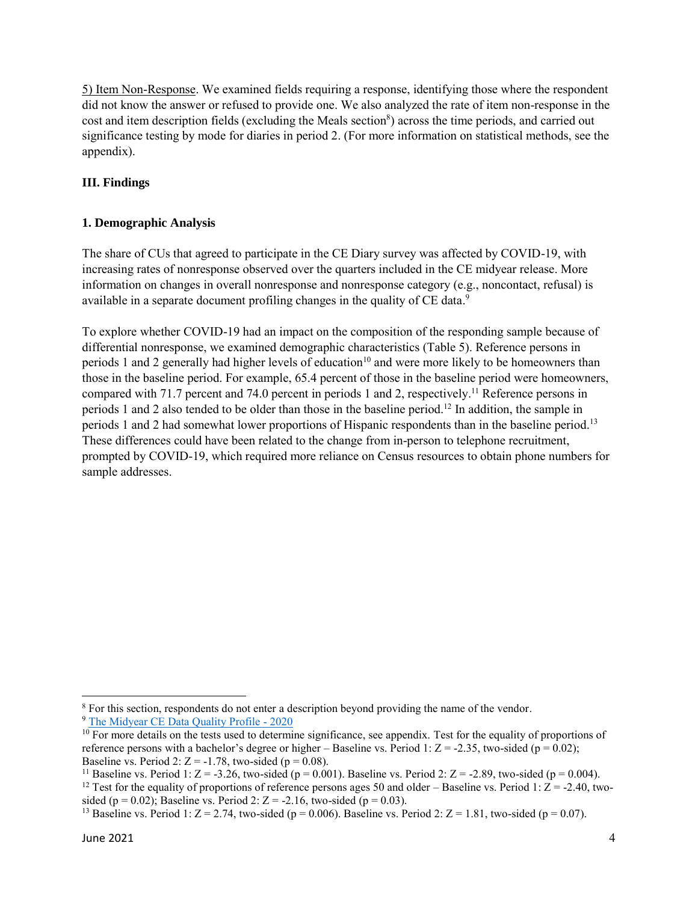5) Item Non-Response. We examined fields requiring a response, identifying those where the respondent did not know the answer or refused to provide one. We also analyzed the rate of item non-response in the cost and item description fields (excluding the Meals section[8]) across the time periods, and carried out significance testing by mode for diaries in period 2. (For more information on statistical methods, see the appendix).

## III. Findings

### 1. Demographic Analysis

The share of CUs that agreed to participate in the CE Diary survey was affected by COVID-19, with increasing rates of nonresponse observed over the quarters included in the CE midyear release. More information on changes in overall nonresponse and nonresponse category (e.g., noncontact, refusal) is available in a separate document profiling changes in the quality of CE data.[9]

To explore whether COVID-19 had an impact on the composition of the responding sample because of differential nonresponse, we examined demographic characteristics (Table 5). Reference persons in periods 1 and 2 generally had higher levels of education[10] and were more likely to be homeowners than those in the baseline period. For example, 65.4 percent of those in the baseline period were homeowners, compared with 71.7 percent and 74.0 percent in periods 1 and 2, respectively.[11] Reference persons in periods 1 and 2 also tended to be older than those in the baseline period.[12] In addition, the sample in periods 1 and 2 had somewhat lower proportions of Hispanic respondents than in the baseline period.[13] These differences could have been related to the change from in-person to telephone recruitment, prompted by COVID-19, which required more reliance on Census resources to obtain phone numbers for sample addresses.

---

[8] For this section, respondents do not enter a description beyond providing the name of the vendor.

[9] The Midyear CE Data Quality Profile - 2020

[10] For more details on the tests used to determine significance, see appendix. Test for the equality of proportions of reference persons with a bachelor's degree or higher – Baseline vs. Period 1: $Z = -2.35$, two-sided ($p = 0.02$); Baseline vs. Period 2: $Z = -1.78$, two-sided ($p = 0.08$).

[11] Baseline vs. Period 1: $Z = -3.26$, two-sided ($p = 0.001$). Baseline vs. Period 2: $Z = -2.89$, two-sided ($p = 0.004$).

[12] Test for the equality of proportions of reference persons ages 50 and older – Baseline vs. Period 1: $Z = -2.40$, two-sided ($p = 0.02$); Baseline vs. Period 2: $Z = -2.16$, two-sided ($p = 0.03$).

[13] Baseline vs. Period 1: $Z = 2.74$, two-sided ($p = 0.006$). Baseline vs. Period 2: $Z = 1.81$, two-sided ($p = 0.07$).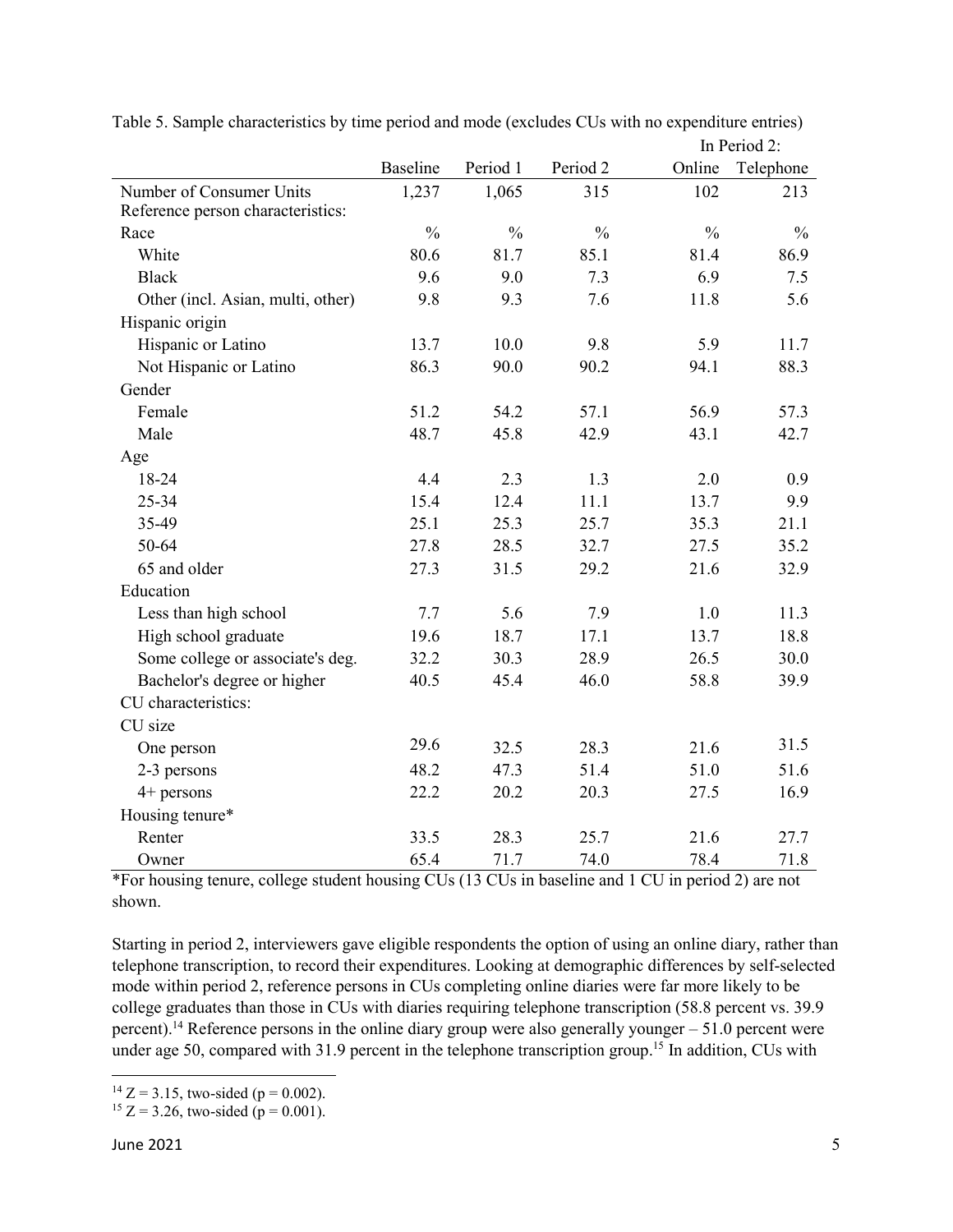Table 5. Sample characteristics by time period and mode (excludes CUs with no expenditure entries)

| | Baseline | Period 1 | Period 2 | In Period 2: Online | Telephone |
|---|---|---|---|---|---|
| Number of Consumer Units | 1,237 | 1,065 | 315 | 102 | 213 |
| Reference person characteristics: | | | | | |
| Race | % | % | % | % | % |
| White | 80.6 | 81.7 | 85.1 | 81.4 | 86.9 |
| Black | 9.6 | 9.0 | 7.3 | 6.9 | 7.5 |
| Other (incl. Asian, multi, other) | 9.8 | 9.3 | 7.6 | 11.8 | 5.6 |
| Hispanic origin | | | | | |
| Hispanic or Latino | 13.7 | 10.0 | 9.8 | 5.9 | 11.7 |
| Not Hispanic or Latino | 86.3 | 90.0 | 90.2 | 94.1 | 88.3 |
| Gender | | | | | |
| Female | 51.2 | 54.2 | 57.1 | 56.9 | 57.3 |
| Male | 48.7 | 45.8 | 42.9 | 43.1 | 42.7 |
| Age | | | | | |
| 18-24 | 4.4 | 2.3 | 1.3 | 2.0 | 0.9 |
| 25-34 | 15.4 | 12.4 | 11.1 | 13.7 | 9.9 |
| 35-49 | 25.1 | 25.3 | 25.7 | 35.3 | 21.1 |
| 50-64 | 27.8 | 28.5 | 32.7 | 27.5 | 35.2 |
| 65 and older | 27.3 | 31.5 | 29.2 | 21.6 | 32.9 |
| Education | | | | | |
| Less than high school | 7.7 | 5.6 | 7.9 | 1.0 | 11.3 |
| High school graduate | 19.6 | 18.7 | 17.1 | 13.7 | 18.8 |
| Some college or associate's deg. | 32.2 | 30.3 | 28.9 | 26.5 | 30.0 |
| Bachelor's degree or higher | 40.5 | 45.4 | 46.0 | 58.8 | 39.9 |
| CU characteristics: | | | | | |
| CU size | | | | | |
| One person | 29.6 | 32.5 | 28.3 | 21.6 | 31.5 |
| 2-3 persons | 48.2 | 47.3 | 51.4 | 51.0 | 51.6 |
| 4+ persons | 22.2 | 20.2 | 20.3 | 27.5 | 16.9 |
| Housing tenure* | | | | | |
| Renter | 33.5 | 28.3 | 25.7 | 21.6 | 27.7 |
| Owner | 65.4 | 71.7 | 74.0 | 78.4 | 71.8 |

*For housing tenure, college student housing CUs (13 CUs in baseline and 1 CU in period 2) are not shown.

Starting in period 2, interviewers gave eligible respondents the option of using an online diary, rather than telephone transcription, to record their expenditures. Looking at demographic differences by self-selected mode within period 2, reference persons in CUs completing online diaries were far more likely to be college graduates than those in CUs with diaries requiring telephone transcription (58.8 percent vs. 39.9 percent).[14] Reference persons in the online diary group were also generally younger – 51.0 percent were under age 50, compared with 31.9 percent in the telephone transcription group.[15] In addition, CUs with

[14] $Z = 3.15$, two-sided ($p = 0.002$).

[15] $Z = 3.26$, two-sided ($p = 0.001$).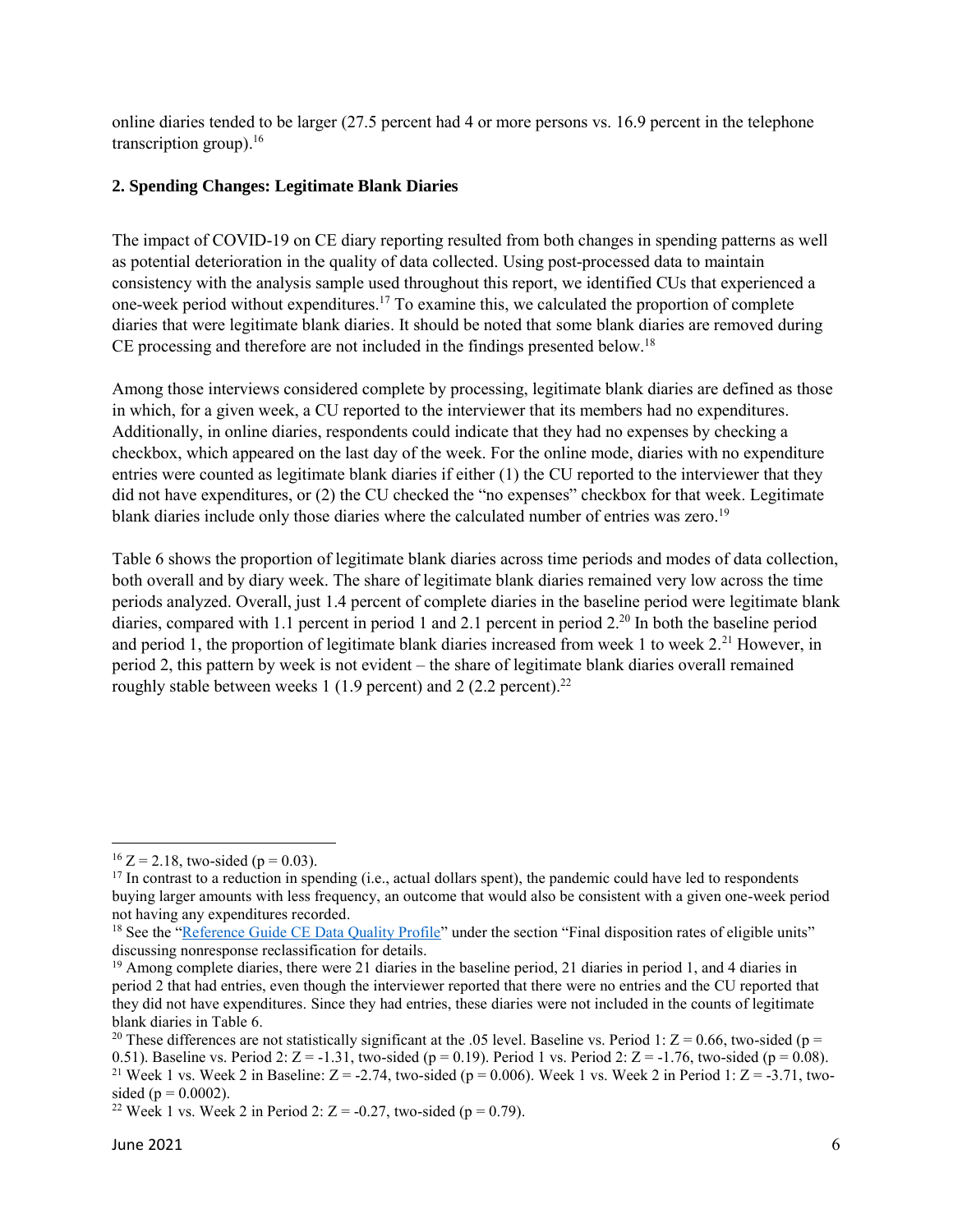online diaries tended to be larger (27.5 percent had 4 or more persons vs. 16.9 percent in the telephone transcription group).[16]

### 2. Spending Changes: Legitimate Blank Diaries

The impact of COVID-19 on CE diary reporting resulted from both changes in spending patterns as well as potential deterioration in the quality of data collected. Using post-processed data to maintain consistency with the analysis sample used throughout this report, we identified CUs that experienced a one-week period without expenditures.[17] To examine this, we calculated the proportion of complete diaries that were legitimate blank diaries. It should be noted that some blank diaries are removed during CE processing and therefore are not included in the findings presented below.[18]

Among those interviews considered complete by processing, legitimate blank diaries are defined as those in which, for a given week, a CU reported to the interviewer that its members had no expenditures. Additionally, in online diaries, respondents could indicate that they had no expenses by checking a checkbox, which appeared on the last day of the week. For the online mode, diaries with no expenditure entries were counted as legitimate blank diaries if either (1) the CU reported to the interviewer that they did not have expenditures, or (2) the CU checked the "no expenses" checkbox for that week. Legitimate blank diaries include only those diaries where the calculated number of entries was zero.[19]

Table 6 shows the proportion of legitimate blank diaries across time periods and modes of data collection, both overall and by diary week. The share of legitimate blank diaries remained very low across the time periods analyzed. Overall, just 1.4 percent of complete diaries in the baseline period were legitimate blank diaries, compared with 1.1 percent in period 1 and 2.1 percent in period 2.[20] In both the baseline period and period 1, the proportion of legitimate blank diaries increased from week 1 to week 2.[21] However, in period 2, this pattern by week is not evident – the share of legitimate blank diaries overall remained roughly stable between weeks 1 (1.9 percent) and 2 (2.2 percent).[22]

---

[16] $Z = 2.18$, two-sided ($p = 0.03$).

[17] In contrast to a reduction in spending (i.e., actual dollars spent), the pandemic could have led to respondents buying larger amounts with less frequency, an outcome that would also be consistent with a given one-week period not having any expenditures recorded.

[18] See the "Reference Guide CE Data Quality Profile" under the section "Final disposition rates of eligible units" discussing nonresponse reclassification for details.

[19] Among complete diaries, there were 21 diaries in the baseline period, 21 diaries in period 1, and 4 diaries in period 2 that had entries, even though the interviewer reported that there were no entries and the CU reported that they did not have expenditures. Since they had entries, these diaries were not included in the counts of legitimate blank diaries in Table 6.

[20] These differences are not statistically significant at the .05 level. Baseline vs. Period 1: $Z = 0.66$, two-sided ($p = 0.51$). Baseline vs. Period 2: $Z = -1.31$, two-sided ($p = 0.19$). Period 1 vs. Period 2: $Z = -1.76$, two-sided ($p = 0.08$).

[21] Week 1 vs. Week 2 in Baseline: $Z = -2.74$, two-sided ($p = 0.006$). Week 1 vs. Week 2 in Period 1: $Z = -3.71$, two-sided ($p = 0.0002$).

[22] Week 1 vs. Week 2 in Period 2: $Z = -0.27$, two-sided ($p = 0.79$).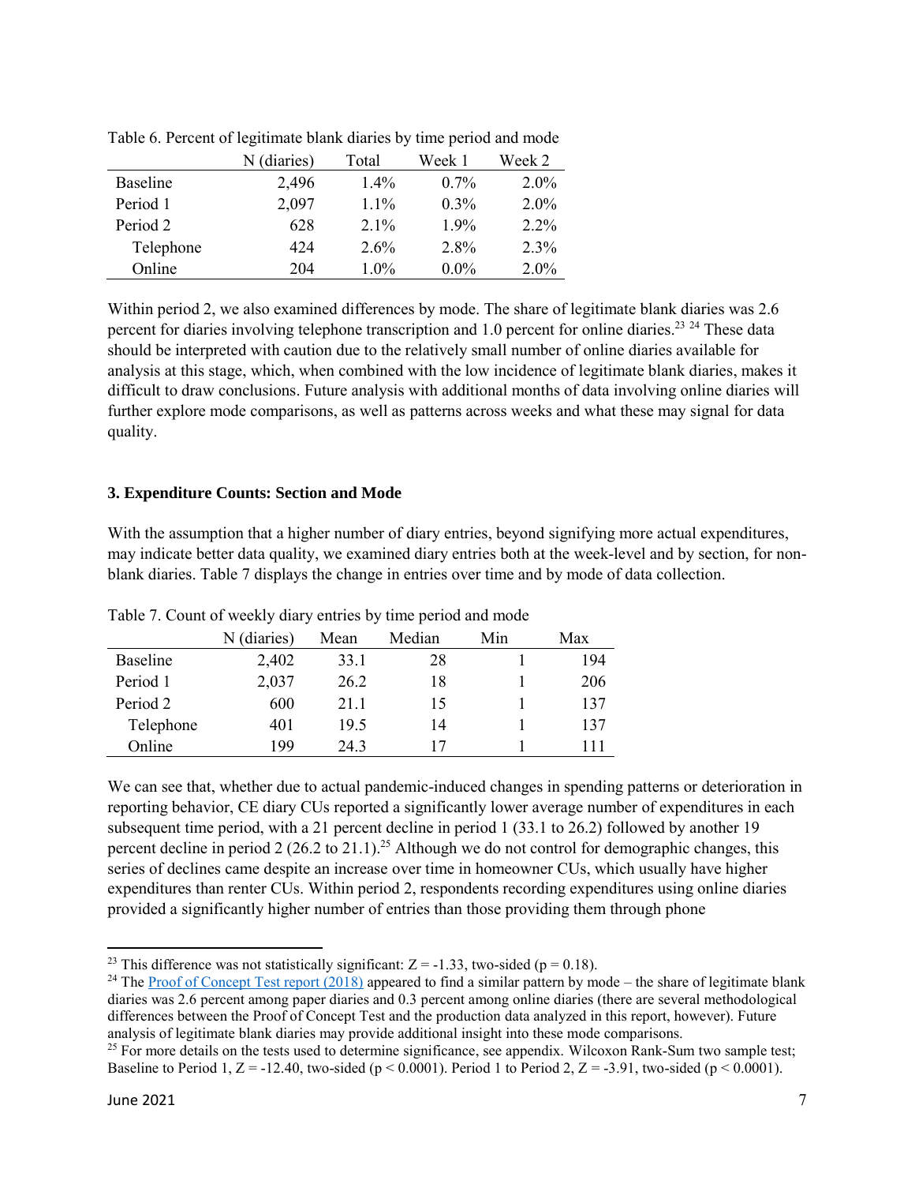Table 6. Percent of legitimate blank diaries by time period and mode

| | N (diaries) | Total | Week 1 | Week 2 |
|---|---|---|---|---|
| Baseline | 2,496 | 1.4% | 0.7% | 2.0% |
| Period 1 | 2,097 | 1.1% | 0.3% | 2.0% |
| Period 2 | 628 | 2.1% | 1.9% | 2.2% |
| Telephone | 424 | 2.6% | 2.8% | 2.3% |
| Online | 204 | 1.0% | 0.0% | 2.0% |

Within period 2, we also examined differences by mode. The share of legitimate blank diaries was 2.6 percent for diaries involving telephone transcription and 1.0 percent for online diaries.[23] [24] These data should be interpreted with caution due to the relatively small number of online diaries available for analysis at this stage, which, when combined with the low incidence of legitimate blank diaries, makes it difficult to draw conclusions. Future analysis with additional months of data involving online diaries will further explore mode comparisons, as well as patterns across weeks and what these may signal for data quality.

### 3. Expenditure Counts: Section and Mode

With the assumption that a higher number of diary entries, beyond signifying more actual expenditures, may indicate better data quality, we examined diary entries both at the week-level and by section, for non-blank diaries. Table 7 displays the change in entries over time and by mode of data collection.

Table 7. Count of weekly diary entries by time period and mode

| | N (diaries) | Mean | Median | Min | Max |
|---|---|---|---|---|---|
| Baseline | 2,402 | 33.1 | 28 | 1 | 194 |
| Period 1 | 2,037 | 26.2 | 18 | 1 | 206 |
| Period 2 | 600 | 21.1 | 15 | 1 | 137 |
| Telephone | 401 | 19.5 | 14 | 1 | 137 |
| Online | 199 | 24.3 | 17 | 1 | 111 |

We can see that, whether due to actual pandemic-induced changes in spending patterns or deterioration in reporting behavior, CE diary CUs reported a significantly lower average number of expenditures in each subsequent time period, with a 21 percent decline in period 1 (33.1 to 26.2) followed by another 19 percent decline in period 2 (26.2 to 21.1).[25] Although we do not control for demographic changes, this series of declines came despite an increase over time in homeowner CUs, which usually have higher expenditures than renter CUs. Within period 2, respondents recording expenditures using online diaries provided a significantly higher number of entries than those providing them through phone

---

[23] This difference was not statistically significant: $Z = -1.33$, two-sided ($p = 0.18$).

[24] The Proof of Concept Test report (2018) appeared to find a similar pattern by mode – the share of legitimate blank diaries was 2.6 percent among paper diaries and 0.3 percent among online diaries (there are several methodological differences between the Proof of Concept Test and the production data analyzed in this report, however). Future analysis of legitimate blank diaries may provide additional insight into these mode comparisons.

[25] For more details on the tests used to determine significance, see appendix. Wilcoxon Rank-Sum two sample test; Baseline to Period 1, $Z = -12.40$, two-sided ($p < 0.0001$). Period 1 to Period 2, $Z = -3.91$, two-sided ($p < 0.0001$).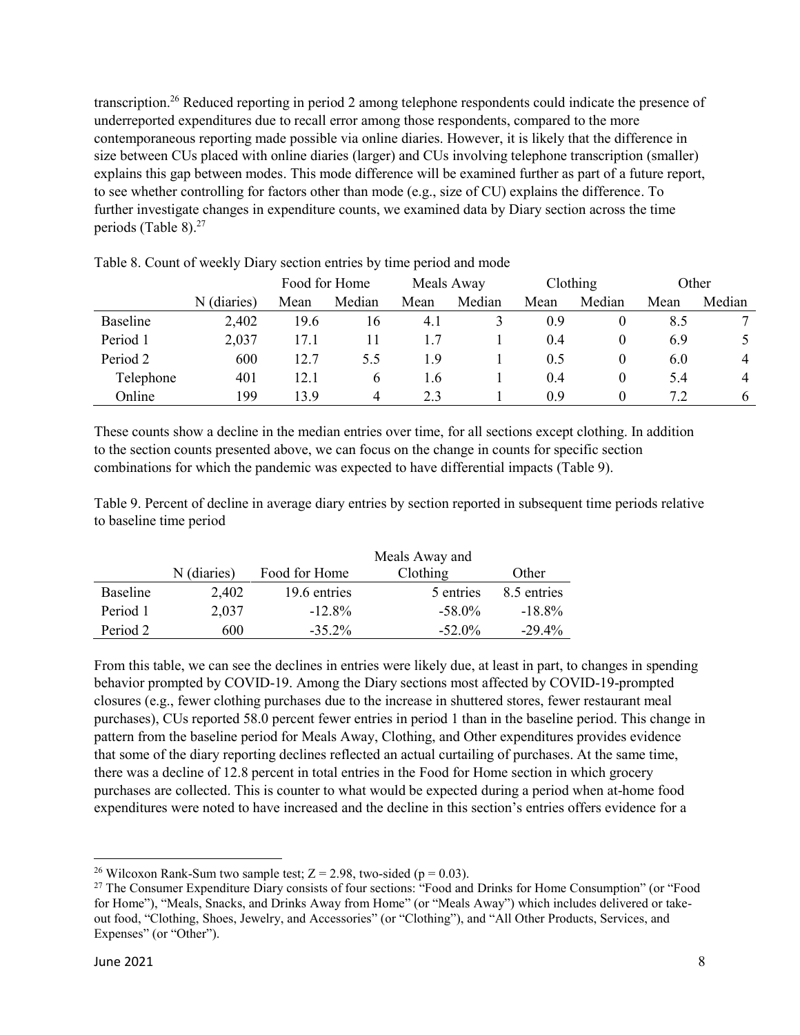transcription.[26] Reduced reporting in period 2 among telephone respondents could indicate the presence of underreported expenditures due to recall error among those respondents, compared to the more contemporaneous reporting made possible via online diaries. However, it is likely that the difference in size between CUs placed with online diaries (larger) and CUs involving telephone transcription (smaller) explains this gap between modes. This mode difference will be examined further as part of a future report, to see whether controlling for factors other than mode (e.g., size of CU) explains the difference. To further investigate changes in expenditure counts, we examined data by Diary section across the time periods (Table 8).[27]

Table 8. Count of weekly Diary section entries by time period and mode

| | | Food for Home | | Meals Away | | Clothing | | Other | |
|---|---|---|---|---|---|---|---|---|---|
| | N (diaries) | Mean | Median | Mean | Median | Mean | Median | Mean | Median |
| Baseline | 2,402 | 19.6 | 16 | 4.1 | 3 | 0.9 | 0 | 8.5 | 7 |
| Period 1 | 2,037 | 17.1 | 11 | 1.7 | 1 | 0.4 | 0 | 6.9 | 5 |
| Period 2 | 600 | 12.7 | 5.5 | 1.9 | 1 | 0.5 | 0 | 6.0 | 4 |
| Telephone | 401 | 12.1 | 6 | 1.6 | 1 | 0.4 | 0 | 5.4 | 4 |
| Online | 199 | 13.9 | 4 | 2.3 | 1 | 0.9 | 0 | 7.2 | 6 |

These counts show a decline in the median entries over time, for all sections except clothing. In addition to the section counts presented above, we can focus on the change in counts for specific section combinations for which the pandemic was expected to have differential impacts (Table 9).

Table 9. Percent of decline in average diary entries by section reported in subsequent time periods relative to baseline time period

| | N (diaries) | Food for Home | Meals Away and Clothing | Other |
|---|---|---|---|---|
| Baseline | 2,402 | 19.6 entries | 5 entries | 8.5 entries |
| Period 1 | 2,037 | -12.8% | -58.0% | -18.8% |
| Period 2 | 600 | -35.2% | -52.0% | -29.4% |

From this table, we can see the declines in entries were likely due, at least in part, to changes in spending behavior prompted by COVID-19. Among the Diary sections most affected by COVID-19-prompted closures (e.g., fewer clothing purchases due to the increase in shuttered stores, fewer restaurant meal purchases), CUs reported 58.0 percent fewer entries in period 1 than in the baseline period. This change in pattern from the baseline period for Meals Away, Clothing, and Other expenditures provides evidence that some of the diary reporting declines reflected an actual curtailing of purchases. At the same time, there was a decline of 12.8 percent in total entries in the Food for Home section in which grocery purchases are collected. This is counter to what would be expected during a period when at-home food expenditures were noted to have increased and the decline in this section's entries offers evidence for a

---

[26] Wilcoxon Rank-Sum two sample test; $Z = 2.98$, two-sided ($p = 0.03$).

[27] The Consumer Expenditure Diary consists of four sections: "Food and Drinks for Home Consumption" (or "Food for Home"), "Meals, Snacks, and Drinks Away from Home" (or "Meals Away") which includes delivered or take-out food, "Clothing, Shoes, Jewelry, and Accessories" (or "Clothing"), and "All Other Products, Services, and Expenses" (or "Other").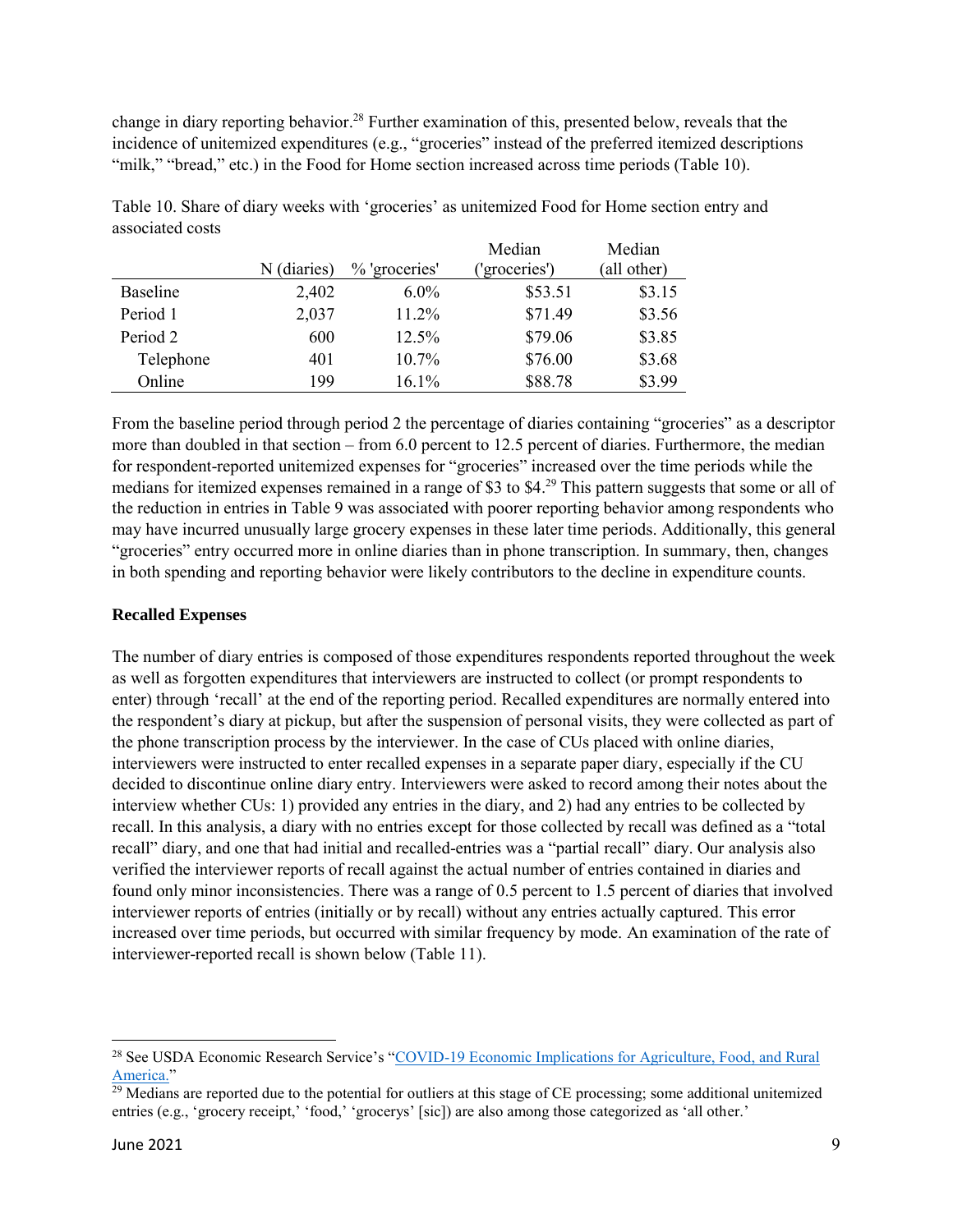change in diary reporting behavior.[28] Further examination of this, presented below, reveals that the incidence of unitemized expenditures (e.g., "groceries" instead of the preferred itemized descriptions "milk," "bread," etc.) in the Food for Home section increased across time periods (Table 10).

Table 10. Share of diary weeks with 'groceries' as unitemized Food for Home section entry and associated costs

| | N (diaries) | % 'groceries' | Median ('groceries') | Median (all other) |
|---|---|---|---|---|
| Baseline | 2,402 | 6.0% | $53.51 | $3.15 |
| Period 1 | 2,037 | 11.2% | $71.49 | $3.56 |
| Period 2 | 600 | 12.5% | $79.06 | $3.85 |
| Telephone | 401 | 10.7% | $76.00 | $3.68 |
| Online | 199 | 16.1% | $88.78 | $3.99 |

From the baseline period through period 2 the percentage of diaries containing "groceries" as a descriptor more than doubled in that section – from 6.0 percent to 12.5 percent of diaries. Furthermore, the median for respondent-reported unitemized expenses for "groceries" increased over the time periods while the medians for itemized expenses remained in a range of $3 to $4.[29] This pattern suggests that some or all of the reduction in entries in Table 9 was associated with poorer reporting behavior among respondents who may have incurred unusually large grocery expenses in these later time periods. Additionally, this general "groceries" entry occurred more in online diaries than in phone transcription. In summary, then, changes in both spending and reporting behavior were likely contributors to the decline in expenditure counts.

**Recalled Expenses**

The number of diary entries is composed of those expenditures respondents reported throughout the week as well as forgotten expenditures that interviewers are instructed to collect (or prompt respondents to enter) through 'recall' at the end of the reporting period. Recalled expenditures are normally entered into the respondent's diary at pickup, but after the suspension of personal visits, they were collected as part of the phone transcription process by the interviewer. In the case of CUs placed with online diaries, interviewers were instructed to enter recalled expenses in a separate paper diary, especially if the CU decided to discontinue online diary entry. Interviewers were asked to record among their notes about the interview whether CUs: 1) provided any entries in the diary, and 2) had any entries to be collected by recall. In this analysis, a diary with no entries except for those collected by recall was defined as a "total recall" diary, and one that had initial and recalled-entries was a "partial recall" diary. Our analysis also verified the interviewer reports of recall against the actual number of entries contained in diaries and found only minor inconsistencies. There was a range of 0.5 percent to 1.5 percent of diaries that involved interviewer reports of entries (initially or by recall) without any entries actually captured. This error increased over time periods, but occurred with similar frequency by mode. An examination of the rate of interviewer-reported recall is shown below (Table 11).

[28] See USDA Economic Research Service's "COVID-19 Economic Implications for Agriculture, Food, and Rural America."

[29] Medians are reported due to the potential for outliers at this stage of CE processing; some additional unitemized entries (e.g., 'grocery receipt,' 'food,' 'grocerys' [sic]) are also among those categorized as 'all other.'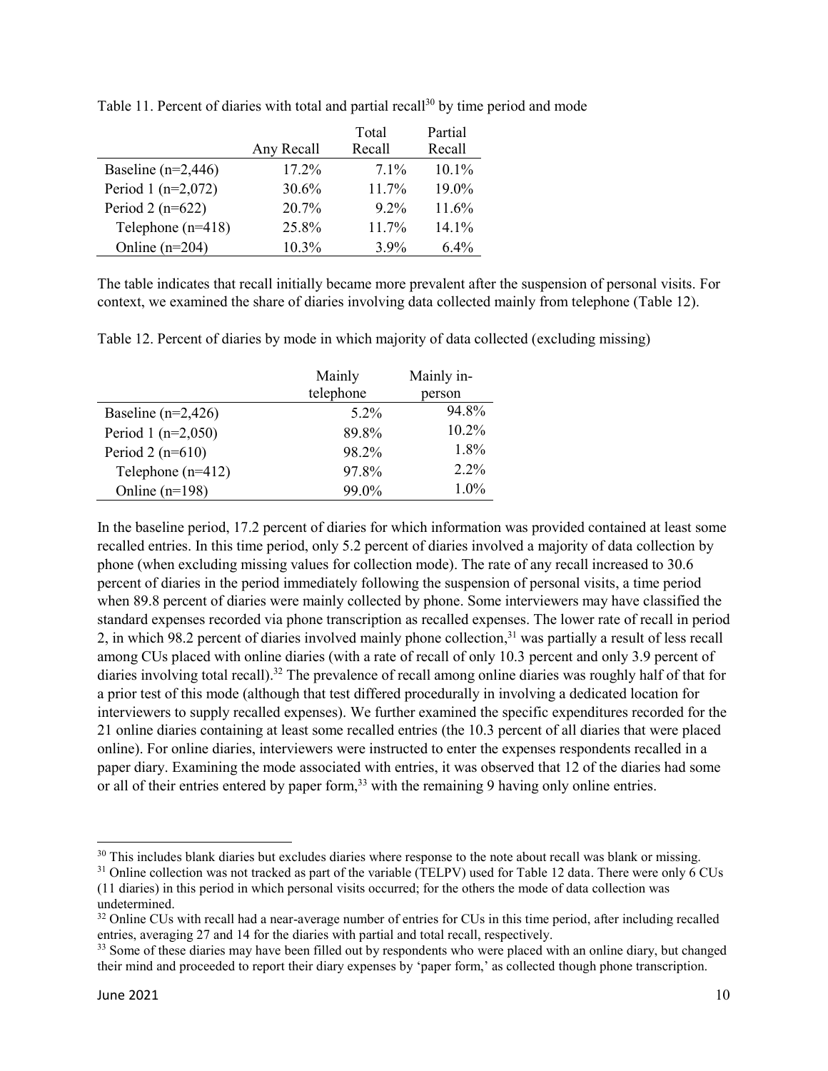Table 11. Percent of diaries with total and partial recall[30] by time period and mode

| | Any Recall | Total Recall | Partial Recall |
|---|---|---|---|
| Baseline (n=2,446) | 17.2% | 7.1% | 10.1% |
| Period 1 (n=2,072) | 30.6% | 11.7% | 19.0% |
| Period 2 (n=622) | 20.7% | 9.2% | 11.6% |
| Telephone (n=418) | 25.8% | 11.7% | 14.1% |
| Online (n=204) | 10.3% | 3.9% | 6.4% |

The table indicates that recall initially became more prevalent after the suspension of personal visits. For context, we examined the share of diaries involving data collected mainly from telephone (Table 12).

Table 12. Percent of diaries by mode in which majority of data collected (excluding missing)

| | Mainly telephone | Mainly in-person |
|---|---|---|
| Baseline (n=2,426) | 5.2% | 94.8% |
| Period 1 (n=2,050) | 89.8% | 10.2% |
| Period 2 (n=610) | 98.2% | 1.8% |
| Telephone (n=412) | 97.8% | 2.2% |
| Online (n=198) | 99.0% | 1.0% |

In the baseline period, 17.2 percent of diaries for which information was provided contained at least some recalled entries. In this time period, only 5.2 percent of diaries involved a majority of data collection by phone (when excluding missing values for collection mode). The rate of any recall increased to 30.6 percent of diaries in the period immediately following the suspension of personal visits, a time period when 89.8 percent of diaries were mainly collected by phone. Some interviewers may have classified the standard expenses recorded via phone transcription as recalled expenses. The lower rate of recall in period 2, in which 98.2 percent of diaries involved mainly phone collection,[31] was partially a result of less recall among CUs placed with online diaries (with a rate of recall of only 10.3 percent and only 3.9 percent of diaries involving total recall).[32] The prevalence of recall among online diaries was roughly half of that for a prior test of this mode (although that test differed procedurally in involving a dedicated location for interviewers to supply recalled expenses). We further examined the specific expenditures recorded for the 21 online diaries containing at least some recalled entries (the 10.3 percent of all diaries that were placed online). For online diaries, interviewers were instructed to enter the expenses respondents recalled in a paper diary. Examining the mode associated with entries, it was observed that 12 of the diaries had some or all of their entries entered by paper form,[33] with the remaining 9 having only online entries.

---

[30] This includes blank diaries but excludes diaries where response to the note about recall was blank or missing.

[31] Online collection was not tracked as part of the variable (TELPV) used for Table 12 data. There were only 6 CUs (11 diaries) in this period in which personal visits occurred; for the others the mode of data collection was undetermined.

[32] Online CUs with recall had a near-average number of entries for CUs in this time period, after including recalled entries, averaging 27 and 14 for the diaries with partial and total recall, respectively.

[33] Some of these diaries may have been filled out by respondents who were placed with an online diary, but changed their mind and proceeded to report their diary expenses by 'paper form,' as collected though phone transcription.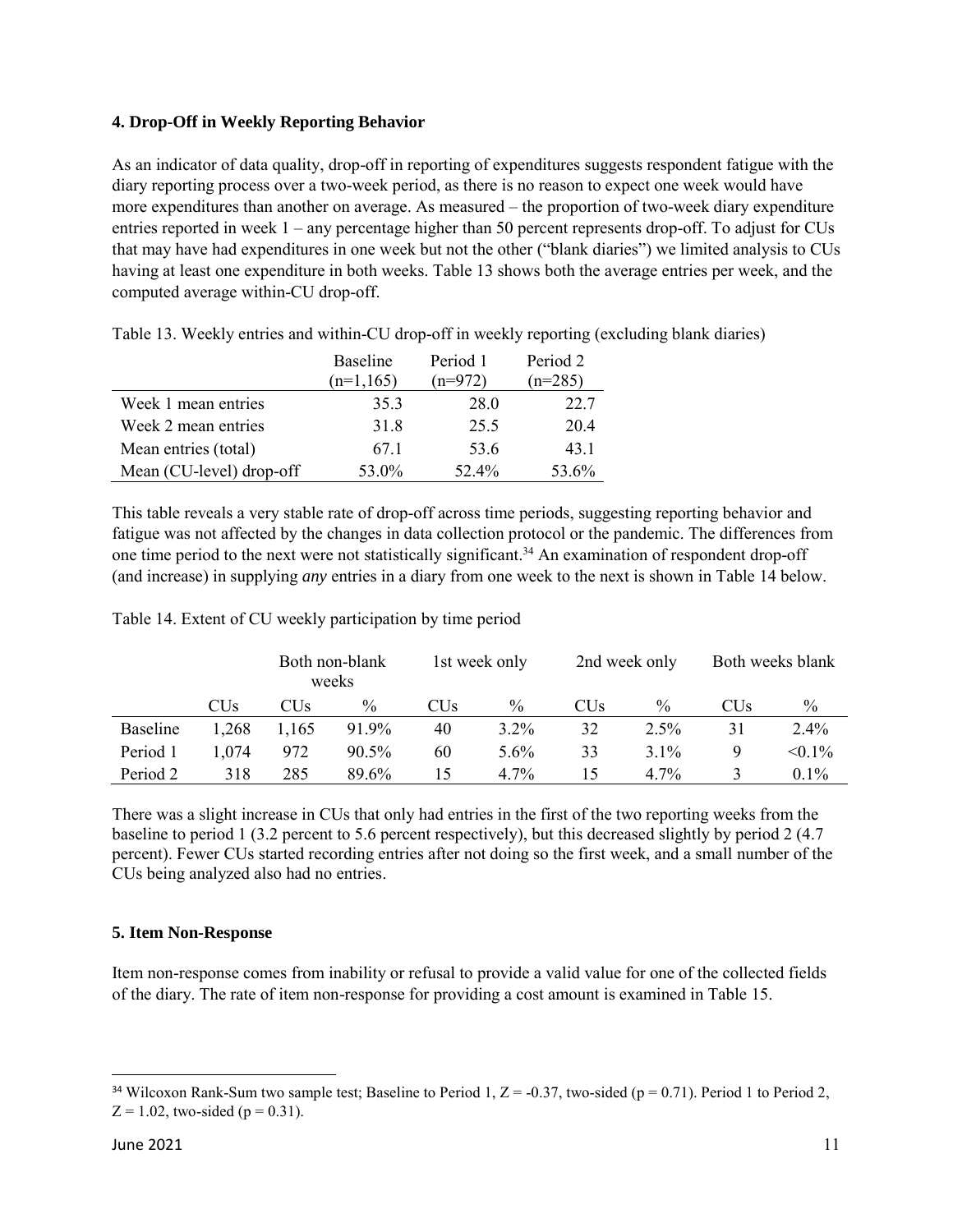### 4. Drop-Off in Weekly Reporting Behavior

As an indicator of data quality, drop-off in reporting of expenditures suggests respondent fatigue with the diary reporting process over a two-week period, as there is no reason to expect one week would have more expenditures than another on average. As measured – the proportion of two-week diary expenditure entries reported in week 1 – any percentage higher than 50 percent represents drop-off. To adjust for CUs that may have had expenditures in one week but not the other ("blank diaries") we limited analysis to CUs having at least one expenditure in both weeks. Table 13 shows both the average entries per week, and the computed average within-CU drop-off.

Table 13. Weekly entries and within-CU drop-off in weekly reporting (excluding blank diaries)

| | Baseline (n=1,165) | Period 1 (n=972) | Period 2 (n=285) |
|---|---|---|---|
| Week 1 mean entries | 35.3 | 28.0 | 22.7 |
| Week 2 mean entries | 31.8 | 25.5 | 20.4 |
| Mean entries (total) | 67.1 | 53.6 | 43.1 |
| Mean (CU-level) drop-off | 53.0% | 52.4% | 53.6% |

This table reveals a very stable rate of drop-off across time periods, suggesting reporting behavior and fatigue was not affected by the changes in data collection protocol or the pandemic. The differences from one time period to the next were not statistically significant.[34] An examination of respondent drop-off (and increase) in supplying *any* entries in a diary from one week to the next is shown in Table 14 below.

Table 14. Extent of CU weekly participation by time period

| | | Both non-blank weeks | | 1st week only | | 2nd week only | | Both weeks blank | |
|---|---|---|---|---|---|---|---|---|---|
| | CUs | CUs | % | CUs | % | CUs | % | CUs | % |
| Baseline | 1,268 | 1,165 | 91.9% | 40 | 3.2% | 32 | 2.5% | 31 | 2.4% |
| Period 1 | 1,074 | 972 | 90.5% | 60 | 5.6% | 33 | 3.1% | 9 | <0.1% |
| Period 2 | 318 | 285 | 89.6% | 15 | 4.7% | 15 | 4.7% | 3 | 0.1% |

There was a slight increase in CUs that only had entries in the first of the two reporting weeks from the baseline to period 1 (3.2 percent to 5.6 percent respectively), but this decreased slightly by period 2 (4.7 percent). Fewer CUs started recording entries after not doing so the first week, and a small number of the CUs being analyzed also had no entries.

### 5. Item Non-Response

Item non-response comes from inability or refusal to provide a valid value for one of the collected fields of the diary. The rate of item non-response for providing a cost amount is examined in Table 15.

---

[34] Wilcoxon Rank-Sum two sample test; Baseline to Period 1, $Z = -0.37$, two-sided ($p = 0.71$). Period 1 to Period 2, $Z = 1.02$, two-sided ($p = 0.31$).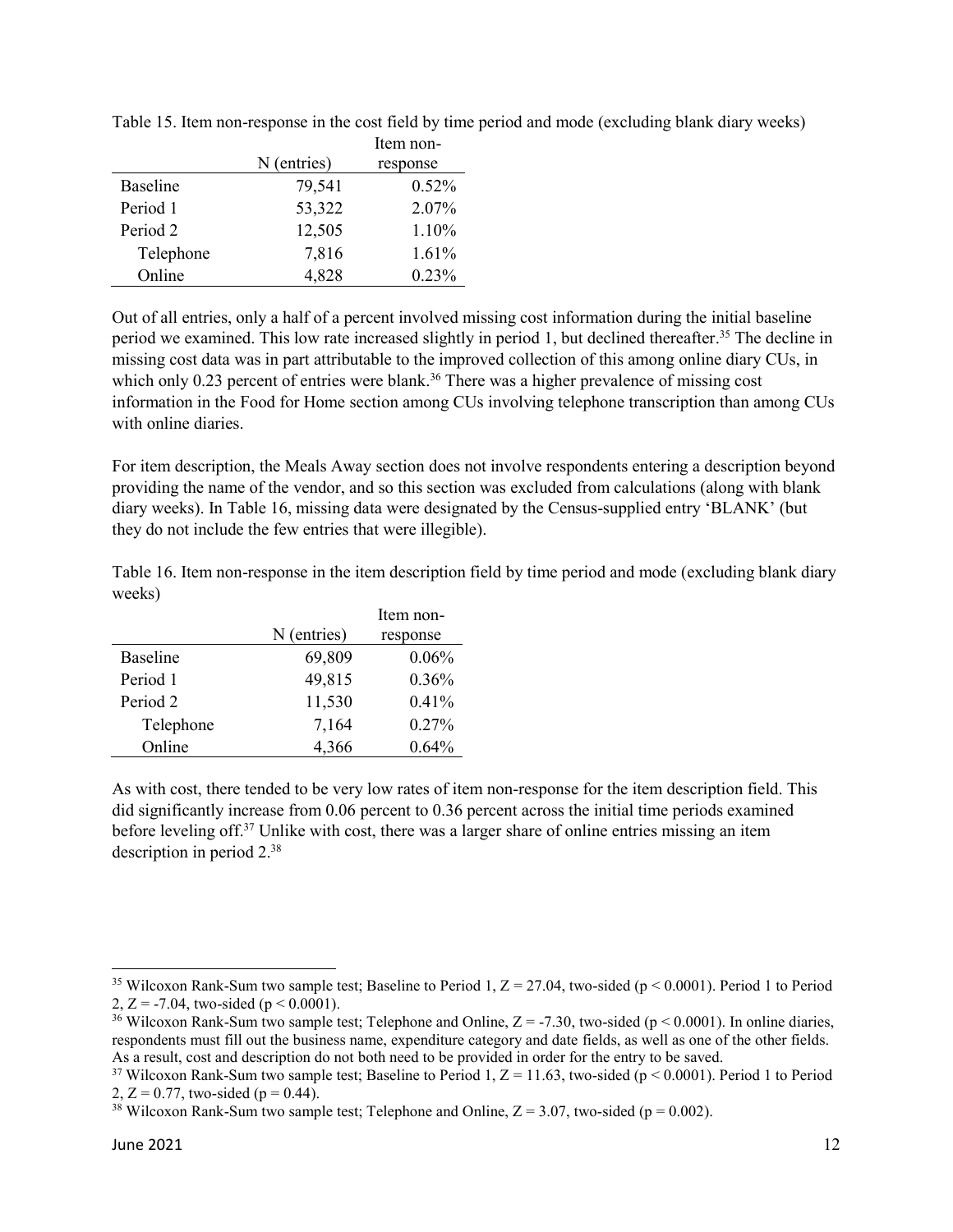Table 15. Item non-response in the cost field by time period and mode (excluding blank diary weeks)

| | N (entries) | Item non-response |
|---|---|---|
| Baseline | 79,541 | 0.52% |
| Period 1 | 53,322 | 2.07% |
| Period 2 | 12,505 | 1.10% |
| Telephone | 7,816 | 1.61% |
| Online | 4,828 | 0.23% |

Out of all entries, only a half of a percent involved missing cost information during the initial baseline period we examined. This low rate increased slightly in period 1, but declined thereafter.[35] The decline in missing cost data was in part attributable to the improved collection of this among online diary CUs, in which only 0.23 percent of entries were blank.[36] There was a higher prevalence of missing cost information in the Food for Home section among CUs involving telephone transcription than among CUs with online diaries.

For item description, the Meals Away section does not involve respondents entering a description beyond providing the name of the vendor, and so this section was excluded from calculations (along with blank diary weeks). In Table 16, missing data were designated by the Census-supplied entry 'BLANK' (but they do not include the few entries that were illegible).

Table 16. Item non-response in the item description field by time period and mode (excluding blank diary weeks)

| | N (entries) | Item non-response |
|---|---|---|
| Baseline | 69,809 | 0.06% |
| Period 1 | 49,815 | 0.36% |
| Period 2 | 11,530 | 0.41% |
| Telephone | 7,164 | 0.27% |
| Online | 4,366 | 0.64% |

As with cost, there tended to be very low rates of item non-response for the item description field. This did significantly increase from 0.06 percent to 0.36 percent across the initial time periods examined before leveling off.[37] Unlike with cost, there was a larger share of online entries missing an item description in period 2.[38]

---

[35] Wilcoxon Rank-Sum two sample test; Baseline to Period 1, $Z = 27.04$, two-sided ($p < 0.0001$). Period 1 to Period 2, $Z = -7.04$, two-sided ($p < 0.0001$).

[36] Wilcoxon Rank-Sum two sample test; Telephone and Online, $Z = -7.30$, two-sided ($p < 0.0001$). In online diaries, respondents must fill out the business name, expenditure category and date fields, as well as one of the other fields. As a result, cost and description do not both need to be provided in order for the entry to be saved.

[37] Wilcoxon Rank-Sum two sample test; Baseline to Period 1, $Z = 11.63$, two-sided ($p < 0.0001$). Period 1 to Period 2, $Z = 0.77$, two-sided ($p = 0.44$).

[38] Wilcoxon Rank-Sum two sample test; Telephone and Online, $Z = 3.07$, two-sided ($p = 0.002$).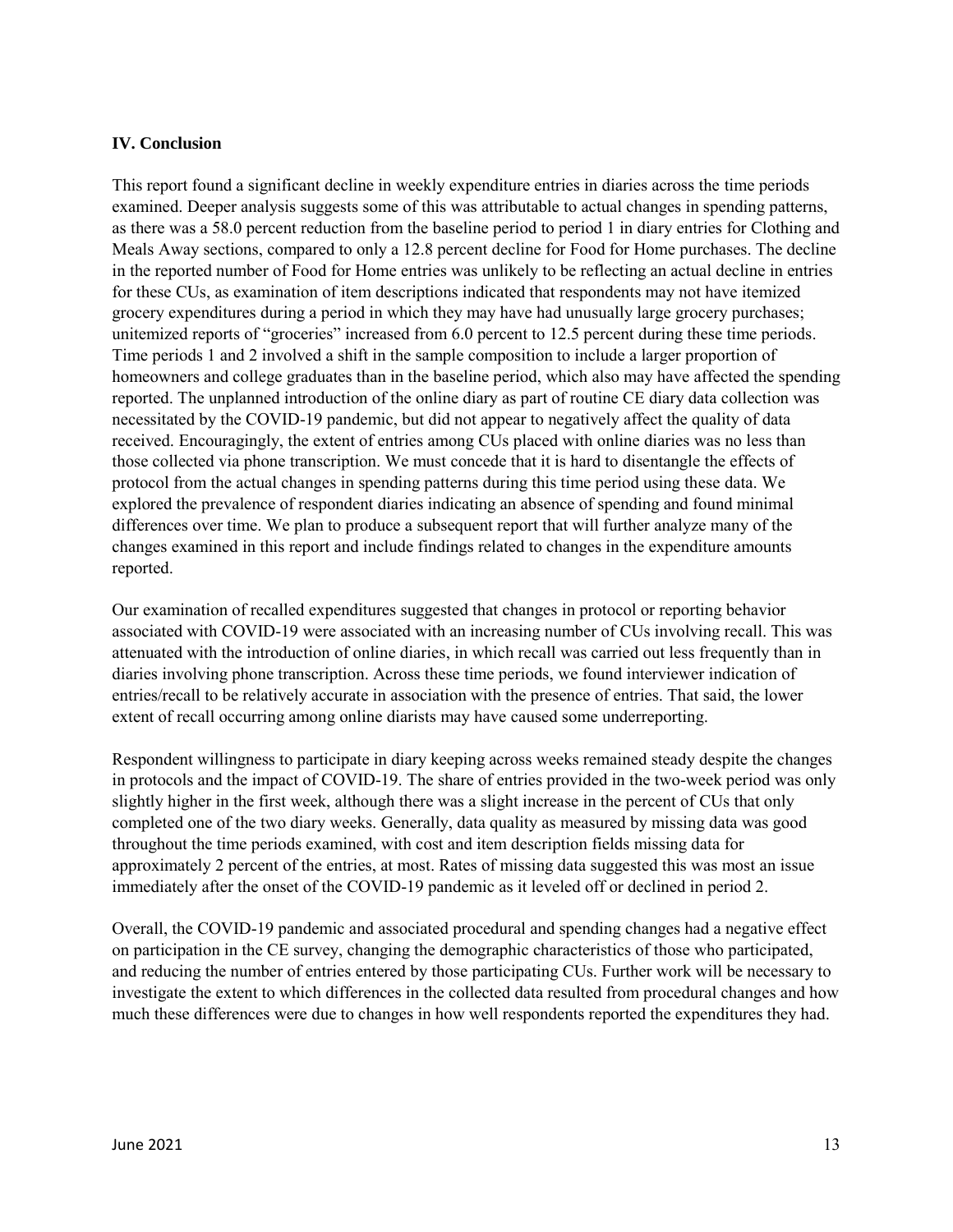### IV. Conclusion

This report found a significant decline in weekly expenditure entries in diaries across the time periods examined. Deeper analysis suggests some of this was attributable to actual changes in spending patterns, as there was a 58.0 percent reduction from the baseline period to period 1 in diary entries for Clothing and Meals Away sections, compared to only a 12.8 percent decline for Food for Home purchases. The decline in the reported number of Food for Home entries was unlikely to be reflecting an actual decline in entries for these CUs, as examination of item descriptions indicated that respondents may not have itemized grocery expenditures during a period in which they may have had unusually large grocery purchases; unitemized reports of "groceries" increased from 6.0 percent to 12.5 percent during these time periods. Time periods 1 and 2 involved a shift in the sample composition to include a larger proportion of homeowners and college graduates than in the baseline period, which also may have affected the spending reported. The unplanned introduction of the online diary as part of routine CE diary data collection was necessitated by the COVID-19 pandemic, but did not appear to negatively affect the quality of data received. Encouragingly, the extent of entries among CUs placed with online diaries was no less than those collected via phone transcription. We must concede that it is hard to disentangle the effects of protocol from the actual changes in spending patterns during this time period using these data. We explored the prevalence of respondent diaries indicating an absence of spending and found minimal differences over time. We plan to produce a subsequent report that will further analyze many of the changes examined in this report and include findings related to changes in the expenditure amounts reported.

Our examination of recalled expenditures suggested that changes in protocol or reporting behavior associated with COVID-19 were associated with an increasing number of CUs involving recall. This was attenuated with the introduction of online diaries, in which recall was carried out less frequently than in diaries involving phone transcription. Across these time periods, we found interviewer indication of entries/recall to be relatively accurate in association with the presence of entries. That said, the lower extent of recall occurring among online diarists may have caused some underreporting.

Respondent willingness to participate in diary keeping across weeks remained steady despite the changes in protocols and the impact of COVID-19. The share of entries provided in the two-week period was only slightly higher in the first week, although there was a slight increase in the percent of CUs that only completed one of the two diary weeks. Generally, data quality as measured by missing data was good throughout the time periods examined, with cost and item description fields missing data for approximately 2 percent of the entries, at most. Rates of missing data suggested this was most an issue immediately after the onset of the COVID-19 pandemic as it leveled off or declined in period 2.

Overall, the COVID-19 pandemic and associated procedural and spending changes had a negative effect on participation in the CE survey, changing the demographic characteristics of those who participated, and reducing the number of entries entered by those participating CUs. Further work will be necessary to investigate the extent to which differences in the collected data resulted from procedural changes and how much these differences were due to changes in how well respondents reported the expenditures they had.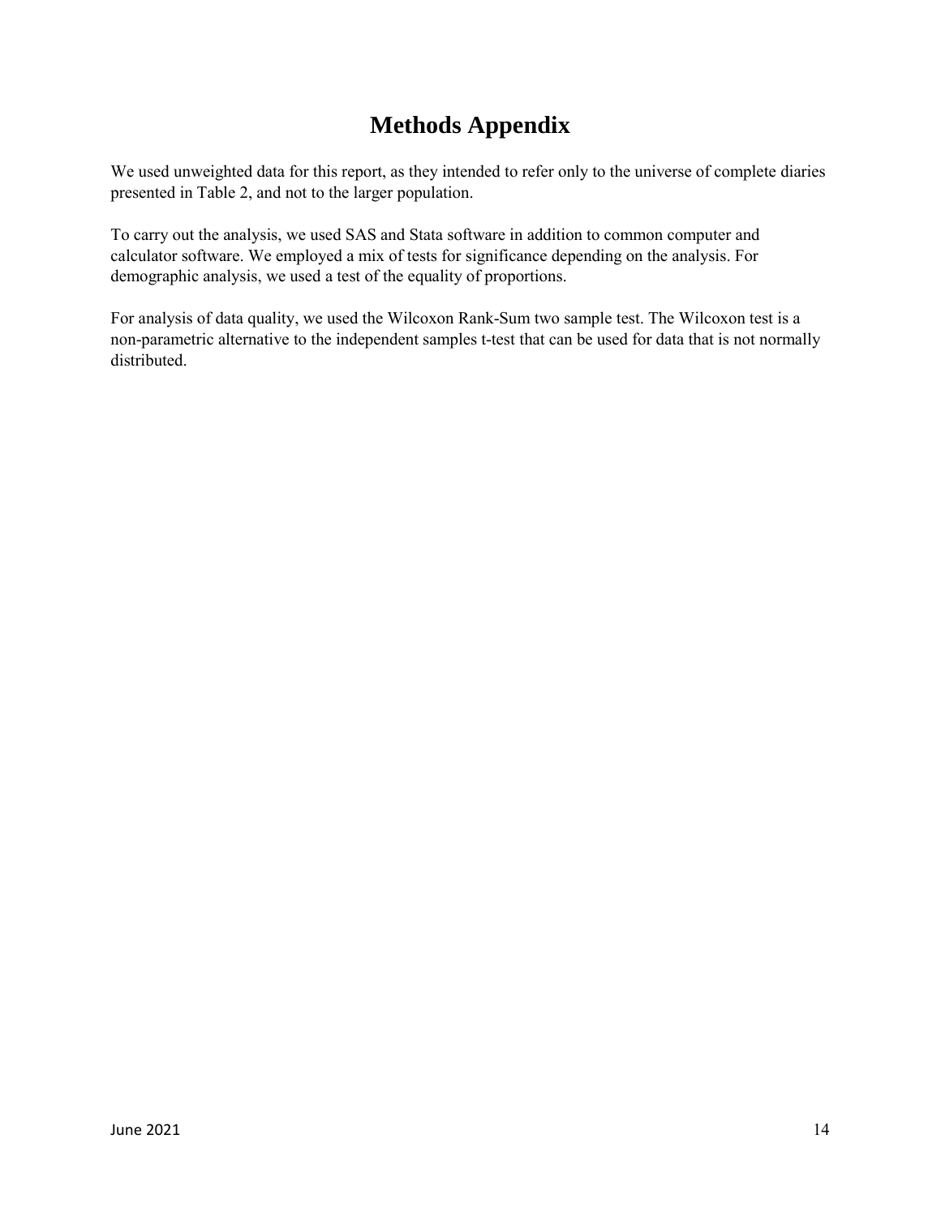# Methods Appendix

We used unweighted data for this report, as they intended to refer only to the universe of complete diaries presented in Table 2, and not to the larger population.

To carry out the analysis, we used SAS and Stata software in addition to common computer and calculator software. We employed a mix of tests for significance depending on the analysis. For demographic analysis, we used a test of the equality of proportions.

For analysis of data quality, we used the Wilcoxon Rank-Sum two sample test. The Wilcoxon test is a non-parametric alternative to the independent samples t-test that can be used for data that is not normally distributed.